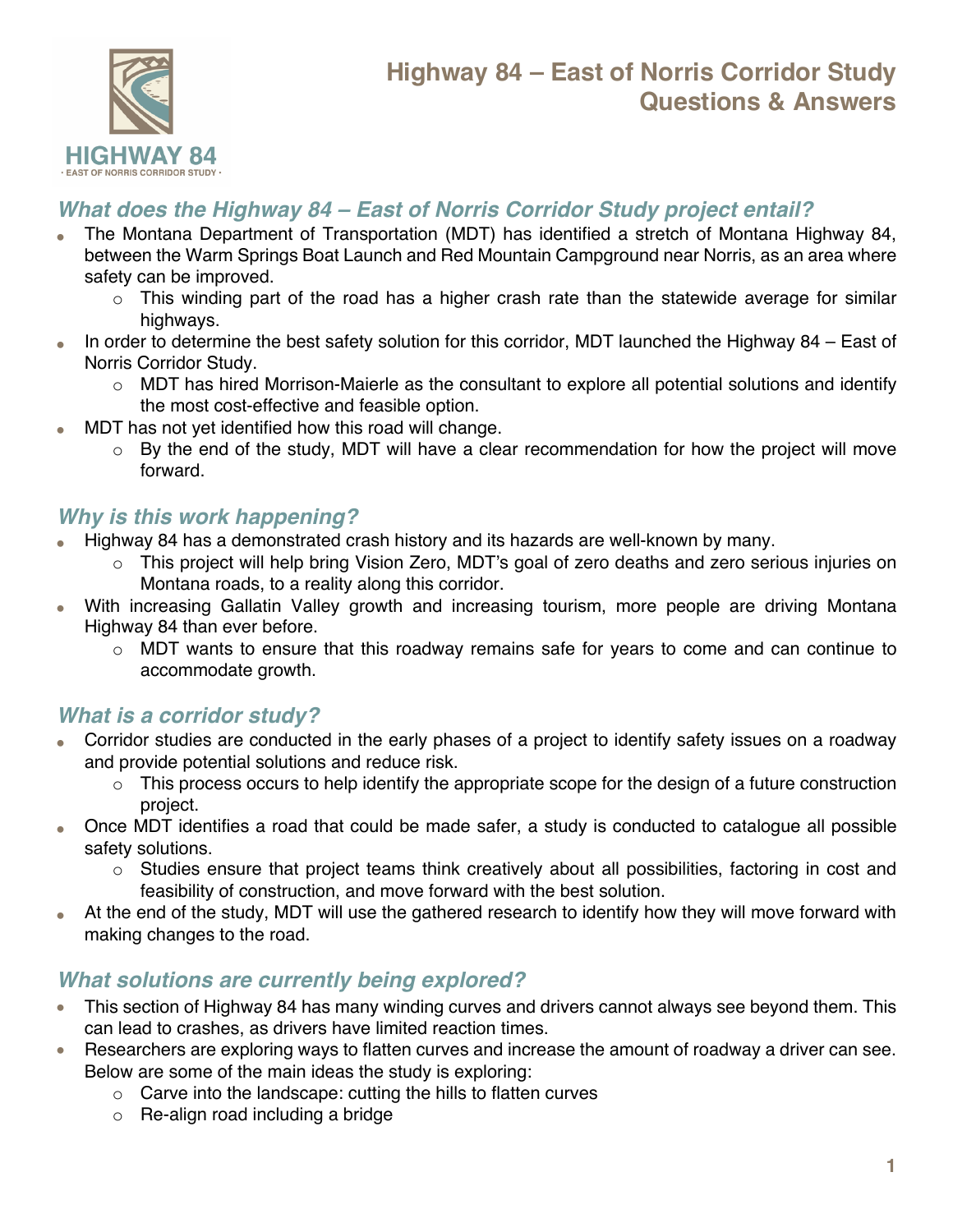# Highway 84 – East of Norris Corridor Study
# Questions & Answers

## *What does the Highway 84 – East of Norris Corridor Study project entail?*

- The Montana Department of Transportation (MDT) has identified a stretch of Montana Highway 84, between the Warm Springs Boat Launch and Red Mountain Campground near Norris, as an area where safety can be improved.
    - This winding part of the road has a higher crash rate than the statewide average for similar highways.
- In order to determine the best safety solution for this corridor, MDT launched the Highway 84 – East of Norris Corridor Study.
    - MDT has hired Morrison-Maierle as the consultant to explore all potential solutions and identify the most cost-effective and feasible option.
- MDT has not yet identified how this road will change.
    - By the end of the study, MDT will have a clear recommendation for how the project will move forward.

## *Why is this work happening?*

- Highway 84 has a demonstrated crash history and its hazards are well-known by many.
    - This project will help bring Vision Zero, MDT's goal of zero deaths and zero serious injuries on Montana roads, to a reality along this corridor.
- With increasing Gallatin Valley growth and increasing tourism, more people are driving Montana Highway 84 than ever before.
    - MDT wants to ensure that this roadway remains safe for years to come and can continue to accommodate growth.

## *What is a corridor study?*

- Corridor studies are conducted in the early phases of a project to identify safety issues on a roadway and provide potential solutions and reduce risk.
    - This process occurs to help identify the appropriate scope for the design of a future construction project.
- Once MDT identifies a road that could be made safer, a study is conducted to catalogue all possible safety solutions.
    - Studies ensure that project teams think creatively about all possibilities, factoring in cost and feasibility of construction, and move forward with the best solution.
- At the end of the study, MDT will use the gathered research to identify how they will move forward with making changes to the road.

## *What solutions are currently being explored?*

- This section of Highway 84 has many winding curves and drivers cannot always see beyond them. This can lead to crashes, as drivers have limited reaction times.
- Researchers are exploring ways to flatten curves and increase the amount of roadway a driver can see. Below are some of the main ideas the study is exploring:
    - Carve into the landscape: cutting the hills to flatten curves
    - Re-align road including a bridge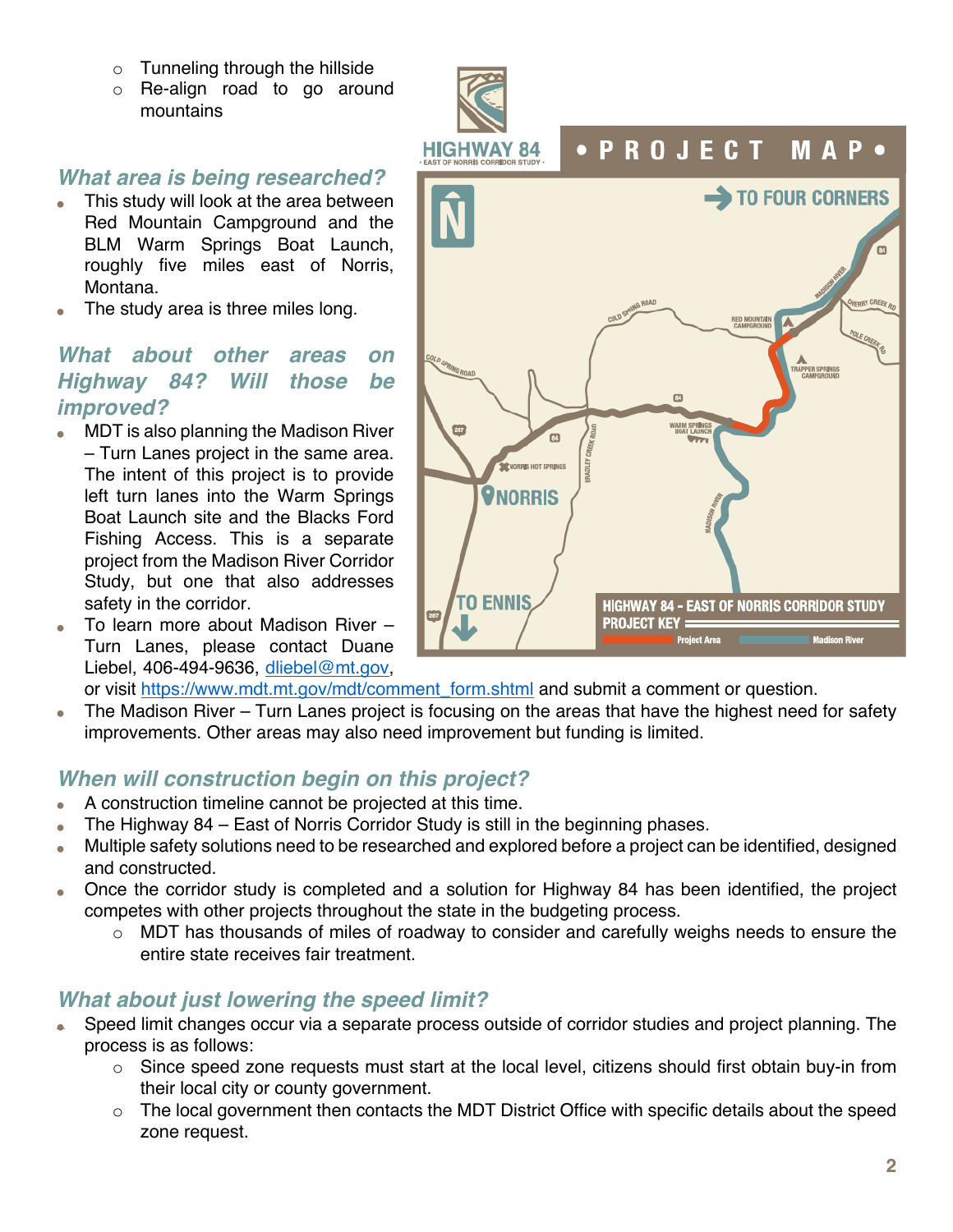- Tunneling through the hillside
   - Re-align road to go around mountains

### *What area is being researched?*

- This study will look at the area between Red Mountain Campground and the BLM Warm Springs Boat Launch, roughly five miles east of Norris, Montana.
- The study area is three miles long.

### *What about other areas on Highway 84? Will those be improved?*

- MDT is also planning the Madison River – Turn Lanes project in the same area. The intent of this project is to provide left turn lanes into the Warm Springs Boat Launch site and the Blacks Ford Fishing Access. This is a separate project from the Madison River Corridor Study, but one that also addresses safety in the corridor.
- To learn more about Madison River – Turn Lanes, please contact Duane Liebel, 406-494-9636, dliebel@mt.gov, or visit https://www.mdt.mt.gov/mdt/comment_form.shtml and submit a comment or question.
- The Madison River – Turn Lanes project is focusing on the areas that have the highest need for safety improvements. Other areas may also need improvement but funding is limited.

### *When will construction begin on this project?*

- A construction timeline cannot be projected at this time.
- The Highway 84 – East of Norris Corridor Study is still in the beginning phases.
- Multiple safety solutions need to be researched and explored before a project can be identified, designed and constructed.
- Once the corridor study is completed and a solution for Highway 84 has been identified, the project competes with other projects throughout the state in the budgeting process.
   - MDT has thousands of miles of roadway to consider and carefully weighs needs to ensure the entire state receives fair treatment.

### *What about just lowering the speed limit?*

- Speed limit changes occur via a separate process outside of corridor studies and project planning. The process is as follows:
   - Since speed zone requests must start at the local level, citizens should first obtain buy-in from their local city or county government.
   - The local government then contacts the MDT District Office with specific details about the speed zone request.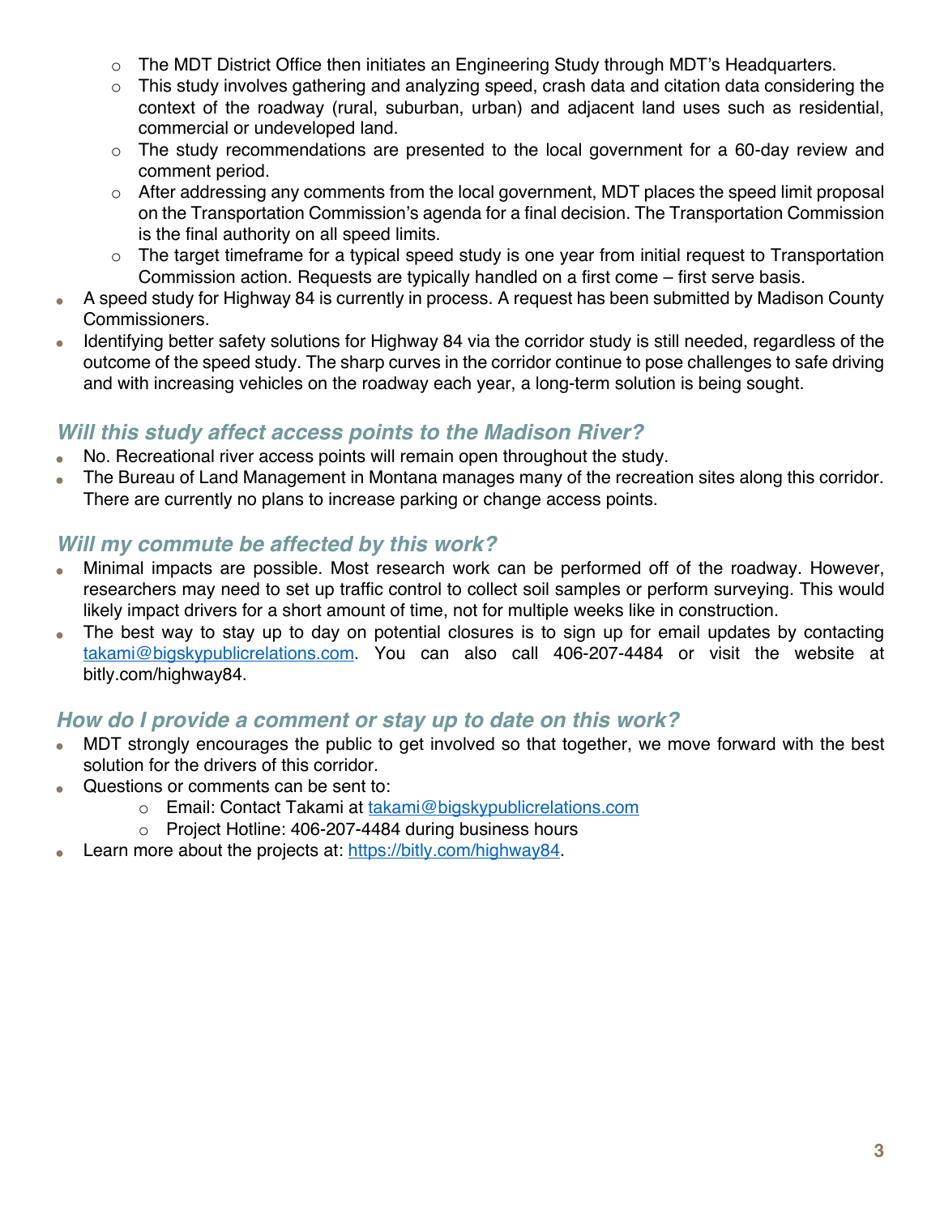- The MDT District Office then initiates an Engineering Study through MDT's Headquarters.
    - This study involves gathering and analyzing speed, crash data and citation data considering the context of the roadway (rural, suburban, urban) and adjacent land uses such as residential, commercial or undeveloped land.
    - The study recommendations are presented to the local government for a 60-day review and comment period.
    - After addressing any comments from the local government, MDT places the speed limit proposal on the Transportation Commission's agenda for a final decision. The Transportation Commission is the final authority on all speed limits.
    - The target timeframe for a typical speed study is one year from initial request to Transportation Commission action. Requests are typically handled on a first come – first serve basis.
- A speed study for Highway 84 is currently in process. A request has been submitted by Madison County Commissioners.
- Identifying better safety solutions for Highway 84 via the corridor study is still needed, regardless of the outcome of the speed study. The sharp curves in the corridor continue to pose challenges to safe driving and with increasing vehicles on the roadway each year, a long-term solution is being sought.

### *Will this study affect access points to the Madison River?*

- No. Recreational river access points will remain open throughout the study.
- The Bureau of Land Management in Montana manages many of the recreation sites along this corridor. There are currently no plans to increase parking or change access points.

### *Will my commute be affected by this work?*

- Minimal impacts are possible. Most research work can be performed off of the roadway. However, researchers may need to set up traffic control to collect soil samples or perform surveying. This would likely impact drivers for a short amount of time, not for multiple weeks like in construction.
- The best way to stay up to day on potential closures is to sign up for email updates by contacting takami@bigskypublicrelations.com. You can also call 406-207-4484 or visit the website at bitly.com/highway84.

### *How do I provide a comment or stay up to date on this work?*

- MDT strongly encourages the public to get involved so that together, we move forward with the best solution for the drivers of this corridor.
- Questions or comments can be sent to:
    - Email: Contact Takami at takami@bigskypublicrelations.com
    - Project Hotline: 406-207-4484 during business hours
- Learn more about the projects at: https://bitly.com/highway84.